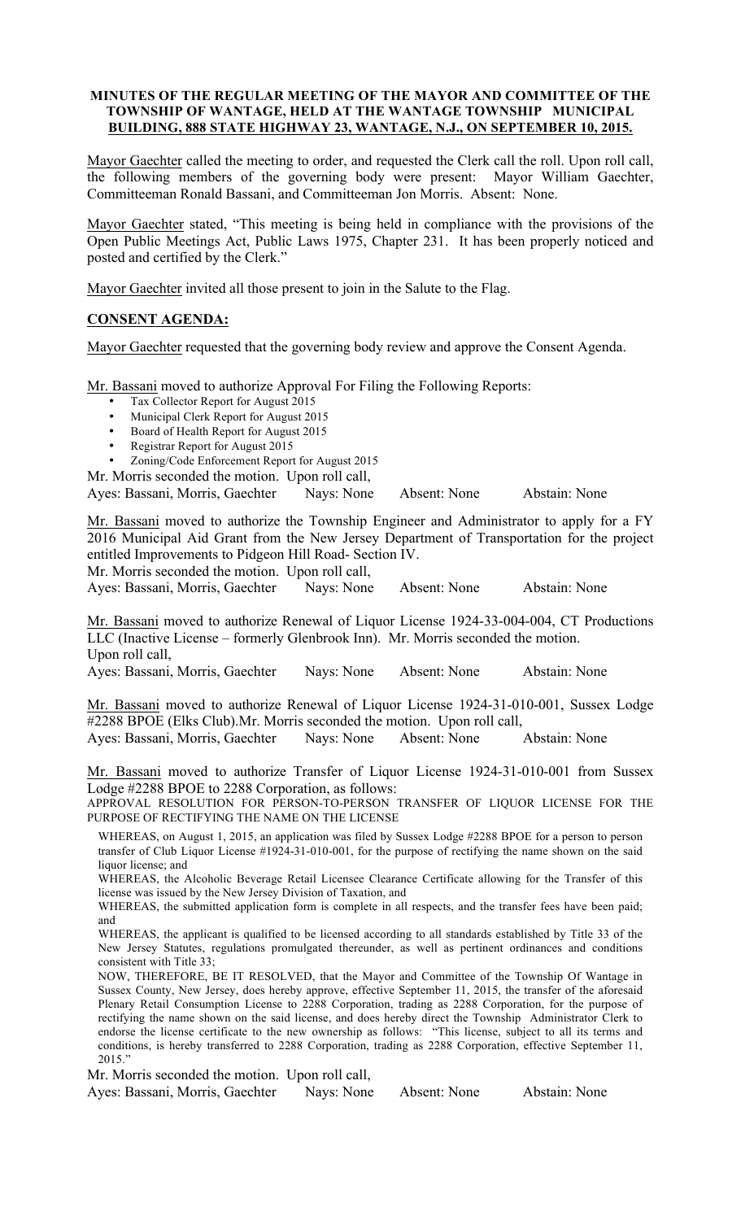**MINUTES OF THE REGULAR MEETING OF THE MAYOR AND COMMITTEE OF THE TOWNSHIP OF WANTAGE, HELD AT THE WANTAGE TOWNSHIP MUNICIPAL BUILDING, 888 STATE HIGHWAY 23, WANTAGE, N.J., ON SEPTEMBER 10, 2015.**

Mayor Gaechter called the meeting to order, and requested the Clerk call the roll. Upon roll call, the following members of the governing body were present: Mayor William Gaechter, Committeeman Ronald Bassani, and Committeeman Jon Morris. Absent: None.

Mayor Gaechter stated, "This meeting is being held in compliance with the provisions of the Open Public Meetings Act, Public Laws 1975, Chapter 231. It has been properly noticed and posted and certified by the Clerk."

Mayor Gaechter invited all those present to join in the Salute to the Flag.

**CONSENT AGENDA:**

Mayor Gaechter requested that the governing body review and approve the Consent Agenda.

Mr. Bassani moved to authorize Approval For Filing the Following Reports:

- Tax Collector Report for August 2015
- Municipal Clerk Report for August 2015
- Board of Health Report for August 2015
- Registrar Report for August 2015
- Zoning/Code Enforcement Report for August 2015

Mr. Morris seconded the motion. Upon roll call,
Ayes: Bassani, Morris, Gaechter Nays: None Absent: None Abstain: None

Mr. Bassani moved to authorize the Township Engineer and Administrator to apply for a FY 2016 Municipal Aid Grant from the New Jersey Department of Transportation for the project entitled Improvements to Pidgeon Hill Road- Section IV.
Mr. Morris seconded the motion. Upon roll call,
Ayes: Bassani, Morris, Gaechter Nays: None Absent: None Abstain: None

Mr. Bassani moved to authorize Renewal of Liquor License 1924-33-004-004, CT Productions LLC (Inactive License – formerly Glenbrook Inn). Mr. Morris seconded the motion.
Upon roll call,
Ayes: Bassani, Morris, Gaechter Nays: None Absent: None Abstain: None

Mr. Bassani moved to authorize Renewal of Liquor License 1924-31-010-001, Sussex Lodge #2288 BPOE (Elks Club).Mr. Morris seconded the motion. Upon roll call,
Ayes: Bassani, Morris, Gaechter Nays: None Absent: None Abstain: None

Mr. Bassani moved to authorize Transfer of Liquor License 1924-31-010-001 from Sussex Lodge #2288 BPOE to 2288 Corporation, as follows:

APPROVAL RESOLUTION FOR PERSON-TO-PERSON TRANSFER OF LIQUOR LICENSE FOR THE PURPOSE OF RECTIFYING THE NAME ON THE LICENSE

WHEREAS, on August 1, 2015, an application was filed by Sussex Lodge #2288 BPOE for a person to person transfer of Club Liquor License #1924-31-010-001, for the purpose of rectifying the name shown on the said liquor license; and

WHEREAS, the Alcoholic Beverage Retail Licensee Clearance Certificate allowing for the Transfer of this license was issued by the New Jersey Division of Taxation, and

WHEREAS, the submitted application form is complete in all respects, and the transfer fees have been paid; and

WHEREAS, the applicant is qualified to be licensed according to all standards established by Title 33 of the New Jersey Statutes, regulations promulgated thereunder, as well as pertinent ordinances and conditions consistent with Title 33;

NOW, THEREFORE, BE IT RESOLVED, that the Mayor and Committee of the Township Of Wantage in Sussex County, New Jersey, does hereby approve, effective September 11, 2015, the transfer of the aforesaid Plenary Retail Consumption License to 2288 Corporation, trading as 2288 Corporation, for the purpose of rectifying the name shown on the said license, and does hereby direct the Township Administrator Clerk to endorse the license certificate to the new ownership as follows: "This license, subject to all its terms and conditions, is hereby transferred to 2288 Corporation, trading as 2288 Corporation, effective September 11, 2015."

Mr. Morris seconded the motion. Upon roll call,
Ayes: Bassani, Morris, Gaechter Nays: None Absent: None Abstain: None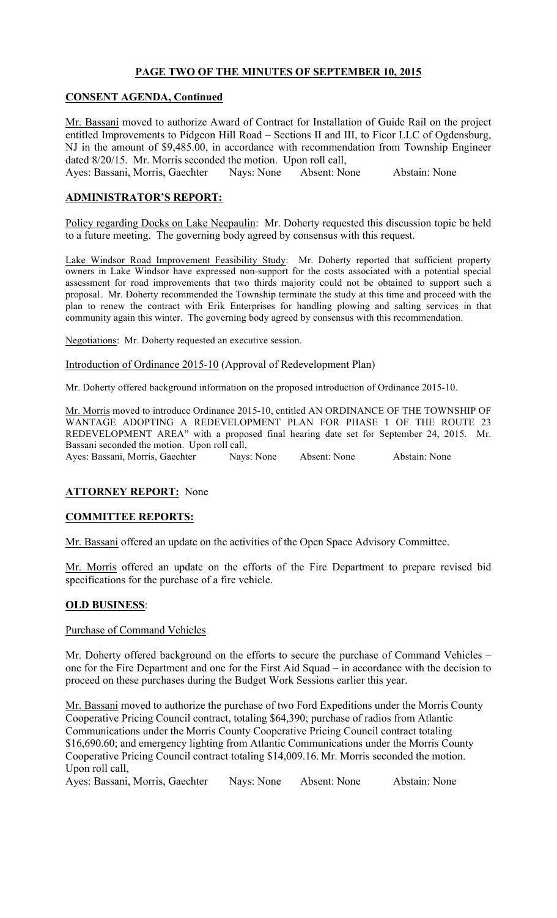## PAGE TWO OF THE MINUTES OF SEPTEMBER 10, 2015

### CONSENT AGENDA, Continued

Mr. Bassani moved to authorize Award of Contract for Installation of Guide Rail on the project entitled Improvements to Pidgeon Hill Road – Sections II and III, to Ficor LLC of Ogdensburg, NJ in the amount of $9,485.00, in accordance with recommendation from Township Engineer dated 8/20/15. Mr. Morris seconded the motion. Upon roll call,
Ayes: Bassani, Morris, Gaechter    Nays: None    Absent: None    Abstain: None

### ADMINISTRATOR'S REPORT:

Policy regarding Docks on Lake Neepaulin: Mr. Doherty requested this discussion topic be held to a future meeting. The governing body agreed by consensus with this request.

Lake Windsor Road Improvement Feasibility Study: Mr. Doherty reported that sufficient property owners in Lake Windsor have expressed non-support for the costs associated with a potential special assessment for road improvements that two thirds majority could not be obtained to support such a proposal. Mr. Doherty recommended the Township terminate the study at this time and proceed with the plan to renew the contract with Erik Enterprises for handling plowing and salting services in that community again this winter. The governing body agreed by consensus with this recommendation.

Negotiations: Mr. Doherty requested an executive session.

Introduction of Ordinance 2015-10 (Approval of Redevelopment Plan)

Mr. Doherty offered background information on the proposed introduction of Ordinance 2015-10.

Mr. Morris moved to introduce Ordinance 2015-10, entitled AN ORDINANCE OF THE TOWNSHIP OF WANTAGE ADOPTING A REDEVELOPMENT PLAN FOR PHASE 1 OF THE ROUTE 23 REDEVELOPMENT AREA" with a proposed final hearing date set for September 24, 2015. Mr. Bassani seconded the motion. Upon roll call,
Ayes: Bassani, Morris, Gaechter    Nays: None    Absent: None    Abstain: None

### ATTORNEY REPORT: None

### COMMITTEE REPORTS:

Mr. Bassani offered an update on the activities of the Open Space Advisory Committee.

Mr. Morris offered an update on the efforts of the Fire Department to prepare revised bid specifications for the purchase of a fire vehicle.

### OLD BUSINESS:

Purchase of Command Vehicles

Mr. Doherty offered background on the efforts to secure the purchase of Command Vehicles – one for the Fire Department and one for the First Aid Squad – in accordance with the decision to proceed on these purchases during the Budget Work Sessions earlier this year.

Mr. Bassani moved to authorize the purchase of two Ford Expeditions under the Morris County Cooperative Pricing Council contract, totaling $64,390; purchase of radios from Atlantic Communications under the Morris County Cooperative Pricing Council contract totaling $16,690.60; and emergency lighting from Atlantic Communications under the Morris County Cooperative Pricing Council contract totaling $14,009.16. Mr. Morris seconded the motion. Upon roll call,
Ayes: Bassani, Morris, Gaechter    Nays: None    Absent: None    Abstain: None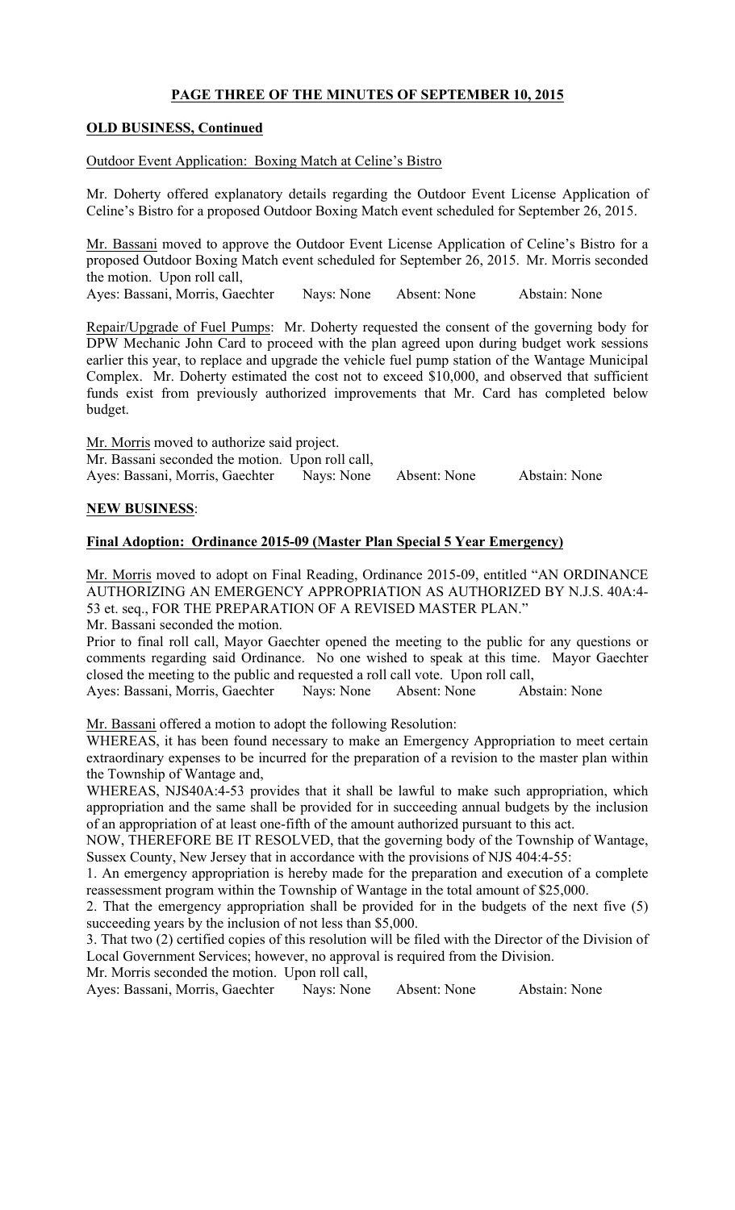## PAGE THREE OF THE MINUTES OF SEPTEMBER 10, 2015

### OLD BUSINESS, Continued

Outdoor Event Application: Boxing Match at Celine's Bistro

Mr. Doherty offered explanatory details regarding the Outdoor Event License Application of Celine's Bistro for a proposed Outdoor Boxing Match event scheduled for September 26, 2015.

Mr. Bassani moved to approve the Outdoor Event License Application of Celine's Bistro for a proposed Outdoor Boxing Match event scheduled for September 26, 2015. Mr. Morris seconded the motion. Upon roll call,
Ayes: Bassani, Morris, Gaechter Nays: None Absent: None Abstain: None

Repair/Upgrade of Fuel Pumps: Mr. Doherty requested the consent of the governing body for DPW Mechanic John Card to proceed with the plan agreed upon during budget work sessions earlier this year, to replace and upgrade the vehicle fuel pump station of the Wantage Municipal Complex. Mr. Doherty estimated the cost not to exceed $10,000, and observed that sufficient funds exist from previously authorized improvements that Mr. Card has completed below budget.

Mr. Morris moved to authorize said project.
Mr. Bassani seconded the motion. Upon roll call,
Ayes: Bassani, Morris, Gaechter Nays: None Absent: None Abstain: None

### NEW BUSINESS:

**Final Adoption: Ordinance 2015-09 (Master Plan Special 5 Year Emergency)**

Mr. Morris moved to adopt on Final Reading, Ordinance 2015-09, entitled "AN ORDINANCE AUTHORIZING AN EMERGENCY APPROPRIATION AS AUTHORIZED BY N.J.S. 40A:4-53 et. seq., FOR THE PREPARATION OF A REVISED MASTER PLAN."
Mr. Bassani seconded the motion.
Prior to final roll call, Mayor Gaechter opened the meeting to the public for any questions or comments regarding said Ordinance. No one wished to speak at this time. Mayor Gaechter closed the meeting to the public and requested a roll call vote. Upon roll call,
Ayes: Bassani, Morris, Gaechter Nays: None Absent: None Abstain: None

Mr. Bassani offered a motion to adopt the following Resolution:
WHEREAS, it has been found necessary to make an Emergency Appropriation to meet certain extraordinary expenses to be incurred for the preparation of a revision to the master plan within the Township of Wantage and,
WHEREAS, NJS40A:4-53 provides that it shall be lawful to make such appropriation, which appropriation and the same shall be provided for in succeeding annual budgets by the inclusion of an appropriation of at least one-fifth of the amount authorized pursuant to this act.
NOW, THEREFORE BE IT RESOLVED, that the governing body of the Township of Wantage, Sussex County, New Jersey that in accordance with the provisions of NJS 404:4-55:
1. An emergency appropriation is hereby made for the preparation and execution of a complete reassessment program within the Township of Wantage in the total amount of $25,000.
2. That the emergency appropriation shall be provided for in the budgets of the next five (5) succeeding years by the inclusion of not less than $5,000.
3. That two (2) certified copies of this resolution will be filed with the Director of the Division of Local Government Services; however, no approval is required from the Division.
Mr. Morris seconded the motion. Upon roll call,
Ayes: Bassani, Morris, Gaechter Nays: None Absent: None Abstain: None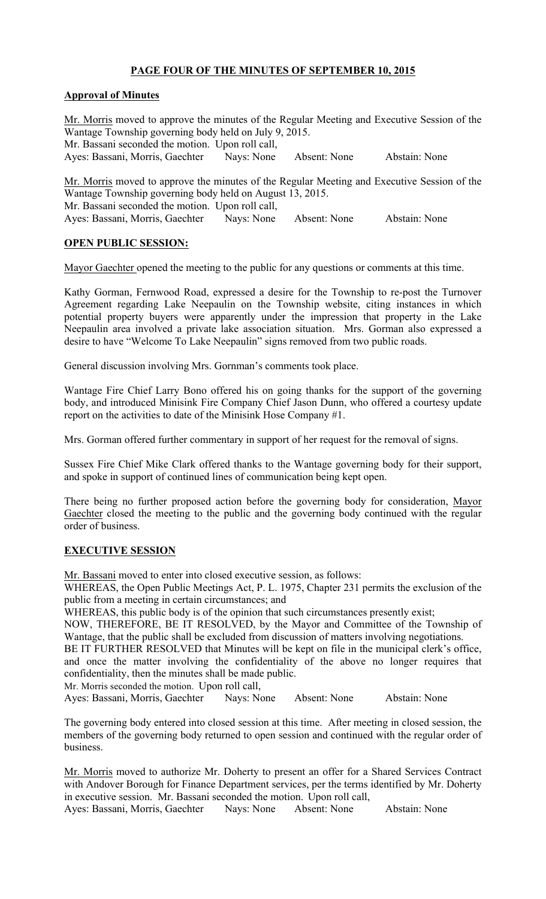## PAGE FOUR OF THE MINUTES OF SEPTEMBER 10, 2015

### Approval of Minutes

Mr. Morris moved to approve the minutes of the Regular Meeting and Executive Session of the Wantage Township governing body held on July 9, 2015.
Mr. Bassani seconded the motion. Upon roll call,
Ayes: Bassani, Morris, Gaechter Nays: None Absent: None Abstain: None

Mr. Morris moved to approve the minutes of the Regular Meeting and Executive Session of the Wantage Township governing body held on August 13, 2015.
Mr. Bassani seconded the motion. Upon roll call,
Ayes: Bassani, Morris, Gaechter Nays: None Absent: None Abstain: None

### OPEN PUBLIC SESSION:

Mayor Gaechter opened the meeting to the public for any questions or comments at this time.

Kathy Gorman, Fernwood Road, expressed a desire for the Township to re-post the Turnover Agreement regarding Lake Neepaulin on the Township website, citing instances in which potential property buyers were apparently under the impression that property in the Lake Neepaulin area involved a private lake association situation. Mrs. Gorman also expressed a desire to have "Welcome To Lake Neepaulin" signs removed from two public roads.

General discussion involving Mrs. Gornman's comments took place.

Wantage Fire Chief Larry Bono offered his on going thanks for the support of the governing body, and introduced Minisink Fire Company Chief Jason Dunn, who offered a courtesy update report on the activities to date of the Minisink Hose Company #1.

Mrs. Gorman offered further commentary in support of her request for the removal of signs.

Sussex Fire Chief Mike Clark offered thanks to the Wantage governing body for their support, and spoke in support of continued lines of communication being kept open.

There being no further proposed action before the governing body for consideration, Mayor Gaechter closed the meeting to the public and the governing body continued with the regular order of business.

### EXECUTIVE SESSION

Mr. Bassani moved to enter into closed executive session, as follows:
WHEREAS, the Open Public Meetings Act, P. L. 1975, Chapter 231 permits the exclusion of the public from a meeting in certain circumstances; and
WHEREAS, this public body is of the opinion that such circumstances presently exist;
NOW, THEREFORE, BE IT RESOLVED, by the Mayor and Committee of the Township of Wantage, that the public shall be excluded from discussion of matters involving negotiations.
BE IT FURTHER RESOLVED that Minutes will be kept on file in the municipal clerk's office, and once the matter involving the confidentiality of the above no longer requires that confidentiality, then the minutes shall be made public.
Mr. Morris seconded the motion. Upon roll call,
Ayes: Bassani, Morris, Gaechter Nays: None Absent: None Abstain: None

The governing body entered into closed session at this time. After meeting in closed session, the members of the governing body returned to open session and continued with the regular order of business.

Mr. Morris moved to authorize Mr. Doherty to present an offer for a Shared Services Contract with Andover Borough for Finance Department services, per the terms identified by Mr. Doherty in executive session. Mr. Bassani seconded the motion. Upon roll call,
Ayes: Bassani, Morris, Gaechter Nays: None Absent: None Abstain: None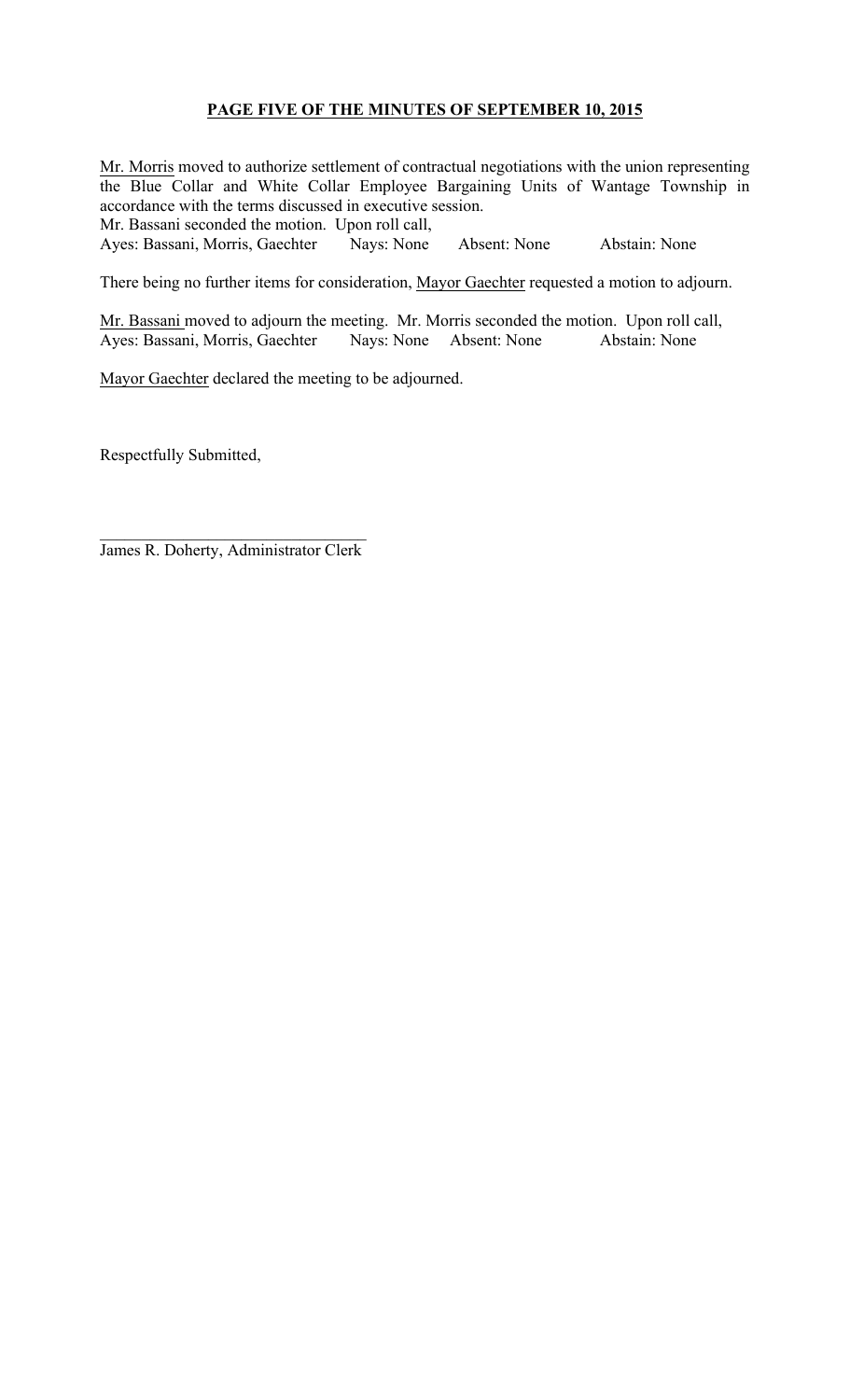**PAGE FIVE OF THE MINUTES OF SEPTEMBER 10, 2015**

Mr. Morris moved to authorize settlement of contractual negotiations with the union representing the Blue Collar and White Collar Employee Bargaining Units of Wantage Township in accordance with the terms discussed in executive session.
Mr. Bassani seconded the motion. Upon roll call,
Ayes: Bassani, Morris, Gaechter Nays: None Absent: None Abstain: None

There being no further items for consideration, Mayor Gaechter requested a motion to adjourn.

Mr. Bassani moved to adjourn the meeting. Mr. Morris seconded the motion. Upon roll call,
Ayes: Bassani, Morris, Gaechter Nays: None Absent: None Abstain: None

Mayor Gaechter declared the meeting to be adjourned.

Respectfully Submitted,

\_\_\_\_\_\_\_\_\_\_\_\_\_\_\_\_\_\_\_\_\_\_\_\_\_\_\_\_\_\_\_\_

James R. Doherty, Administrator Clerk